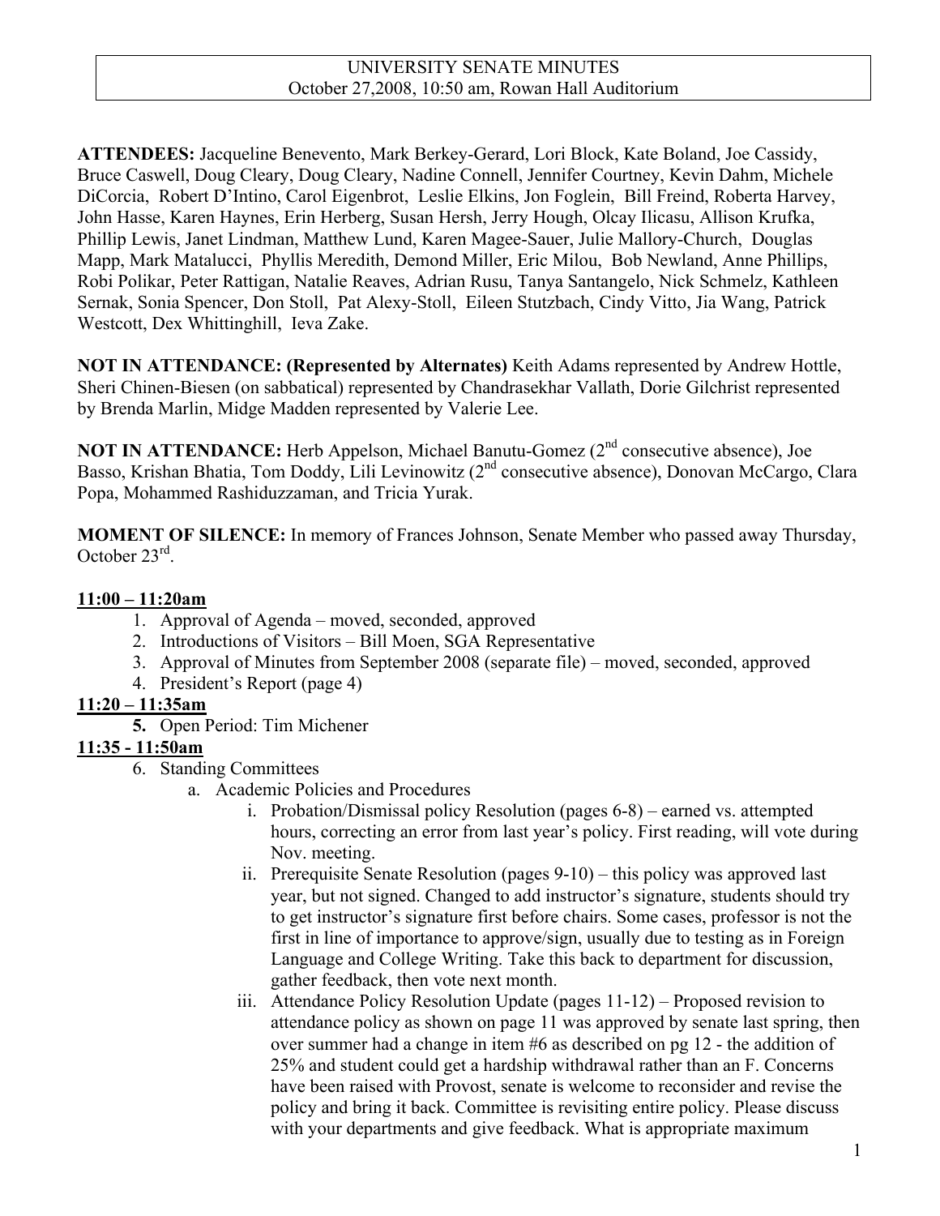# UNIVERSITY SENATE MINUTES
October 27,2008, 10:50 am, Rowan Hall Auditorium

**ATTENDEES:** Jacqueline Benevento, Mark Berkey-Gerard, Lori Block, Kate Boland, Joe Cassidy, Bruce Caswell, Doug Cleary, Doug Cleary, Nadine Connell, Jennifer Courtney, Kevin Dahm, Michele DiCorcia, Robert D'Intino, Carol Eigenbrot, Leslie Elkins, Jon Foglein, Bill Freind, Roberta Harvey, John Hasse, Karen Haynes, Erin Herberg, Susan Hersh, Jerry Hough, Olcay Ilicasu, Allison Krufka, Phillip Lewis, Janet Lindman, Matthew Lund, Karen Magee-Sauer, Julie Mallory-Church, Douglas Mapp, Mark Matalucci, Phyllis Meredith, Demond Miller, Eric Milou, Bob Newland, Anne Phillips, Robi Polikar, Peter Rattigan, Natalie Reaves, Adrian Rusu, Tanya Santangelo, Nick Schmelz, Kathleen Sernak, Sonia Spencer, Don Stoll, Pat Alexy-Stoll, Eileen Stutzbach, Cindy Vitto, Jia Wang, Patrick Westcott, Dex Whittinghill, Ieva Zake.

**NOT IN ATTENDANCE: (Represented by Alternates)** Keith Adams represented by Andrew Hottle, Sheri Chinen-Biesen (on sabbatical) represented by Chandrasekhar Vallath, Dorie Gilchrist represented by Brenda Marlin, Midge Madden represented by Valerie Lee.

**NOT IN ATTENDANCE:** Herb Appelson, Michael Banutu-Gomez (2nd consecutive absence), Joe Basso, Krishan Bhatia, Tom Doddy, Lili Levinowitz (2nd consecutive absence), Donovan McCargo, Clara Popa, Mohammed Rashiduzzaman, and Tricia Yurak.

**MOMENT OF SILENCE:** In memory of Frances Johnson, Senate Member who passed away Thursday, October 23rd.

**11:00 – 11:20am**

1. Approval of Agenda – moved, seconded, approved
2. Introductions of Visitors – Bill Moen, SGA Representative
3. Approval of Minutes from September 2008 (separate file) – moved, seconded, approved
4. President's Report (page 4)

**11:20 – 11:35am**

5. **Open Period:** Tim Michener

**11:35 - 11:50am**

6. Standing Committees
   a. Academic Policies and Procedures
      i. Probation/Dismissal policy Resolution (pages 6-8) – earned vs. attempted hours, correcting an error from last year's policy. First reading, will vote during Nov. meeting.
      ii. Prerequisite Senate Resolution (pages 9-10) – this policy was approved last year, but not signed. Changed to add instructor's signature, students should try to get instructor's signature first before chairs. Some cases, professor is not the first in line of importance to approve/sign, usually due to testing as in Foreign Language and College Writing. Take this back to department for discussion, gather feedback, then vote next month.
      iii. Attendance Policy Resolution Update (pages 11-12) – Proposed revision to attendance policy as shown on page 11 was approved by senate last spring, then over summer had a change in item #6 as described on pg 12 - the addition of 25% and student could get a hardship withdrawal rather than an F. Concerns have been raised with Provost, senate is welcome to reconsider and revise the policy and bring it back. Committee is revisiting entire policy. Please discuss with your departments and give feedback. What is appropriate maximum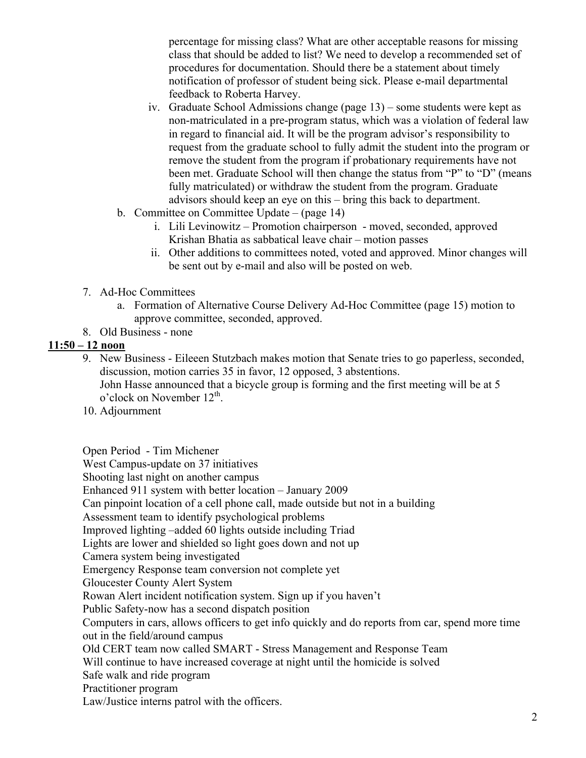percentage for missing class? What are other acceptable reasons for missing class that should be added to list? We need to develop a recommended set of procedures for documentation. Should there be a statement about timely notification of professor of student being sick. Please e-mail departmental feedback to Roberta Harvey.

   iv. Graduate School Admissions change (page 13) – some students were kept as non-matriculated in a pre-program status, which was a violation of federal law in regard to financial aid. It will be the program advisor's responsibility to request from the graduate school to fully admit the student into the program or remove the student from the program if probationary requirements have not been met. Graduate School will then change the status from "P" to "D" (means fully matriculated) or withdraw the student from the program. Graduate advisors should keep an eye on this – bring this back to department.

b. Committee on Committee Update – (page 14)
   i. Lili Levinowitz – Promotion chairperson - moved, seconded, approved Krishan Bhatia as sabbatical leave chair – motion passes
   ii. Other additions to committees noted, voted and approved. Minor changes will be sent out by e-mail and also will be posted on web.

7. Ad-Hoc Committees
   a. Formation of Alternative Course Delivery Ad-Hoc Committee (page 15) motion to approve committee, seconded, approved.
8. Old Business - none

**11:50 – 12 noon**

9. New Business - Eileeen Stutzbach makes motion that Senate tries to go paperless, seconded, discussion, motion carries 35 in favor, 12 opposed, 3 abstentions.
   John Hasse announced that a bicycle group is forming and the first meeting will be at 5 o'clock on November 12th.
10. Adjournment

Open Period - Tim Michener
West Campus-update on 37 initiatives
Shooting last night on another campus
Enhanced 911 system with better location – January 2009
Can pinpoint location of a cell phone call, made outside but not in a building
Assessment team to identify psychological problems
Improved lighting –added 60 lights outside including Triad
Lights are lower and shielded so light goes down and not up
Camera system being investigated
Emergency Response team conversion not complete yet
Gloucester County Alert System
Rowan Alert incident notification system. Sign up if you haven't
Public Safety-now has a second dispatch position
Computers in cars, allows officers to get info quickly and do reports from car, spend more time out in the field/around campus
Old CERT team now called SMART - Stress Management and Response Team
Will continue to have increased coverage at night until the homicide is solved
Safe walk and ride program
Practitioner program
Law/Justice interns patrol with the officers.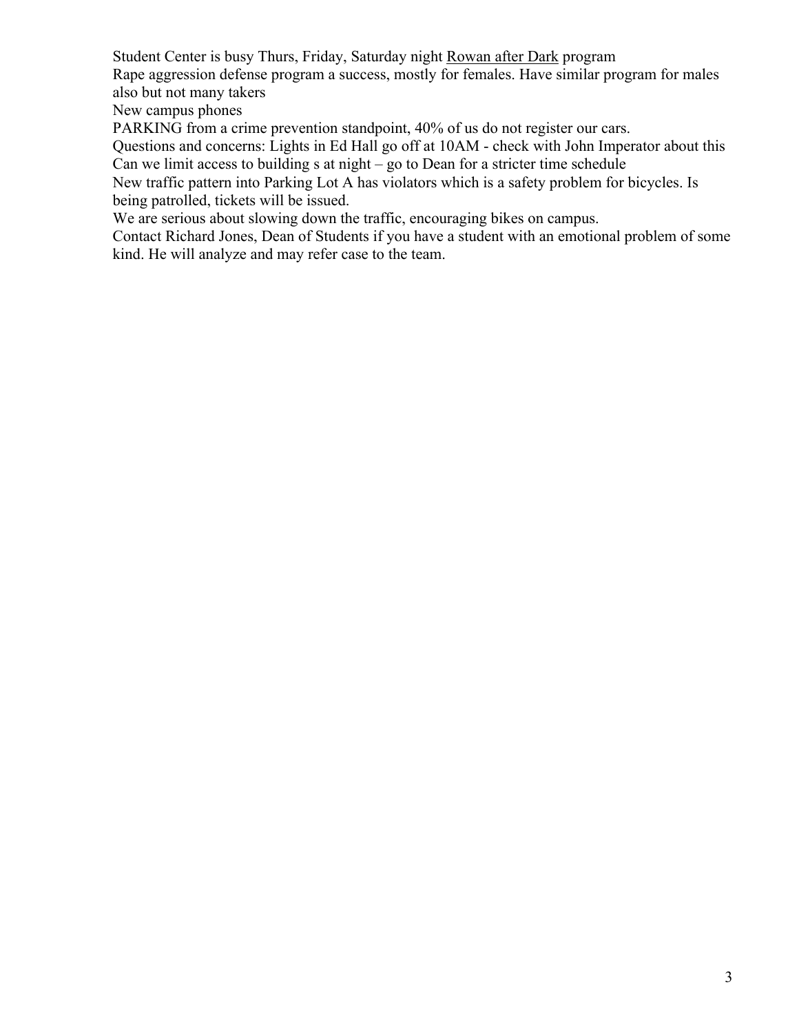Student Center is busy Thurs, Friday, Saturday night <u>Rowan after Dark</u> program

Rape aggression defense program a success, mostly for females. Have similar program for males also but not many takers

New campus phones

PARKING from a crime prevention standpoint, 40% of us do not register our cars.

Questions and concerns: Lights in Ed Hall go off at 10AM - check with John Imperator about this

Can we limit access to building s at night – go to Dean for a stricter time schedule

New traffic pattern into Parking Lot A has violators which is a safety problem for bicycles. Is being patrolled, tickets will be issued.

We are serious about slowing down the traffic, encouraging bikes on campus.

Contact Richard Jones, Dean of Students if you have a student with an emotional problem of some kind. He will analyze and may refer case to the team.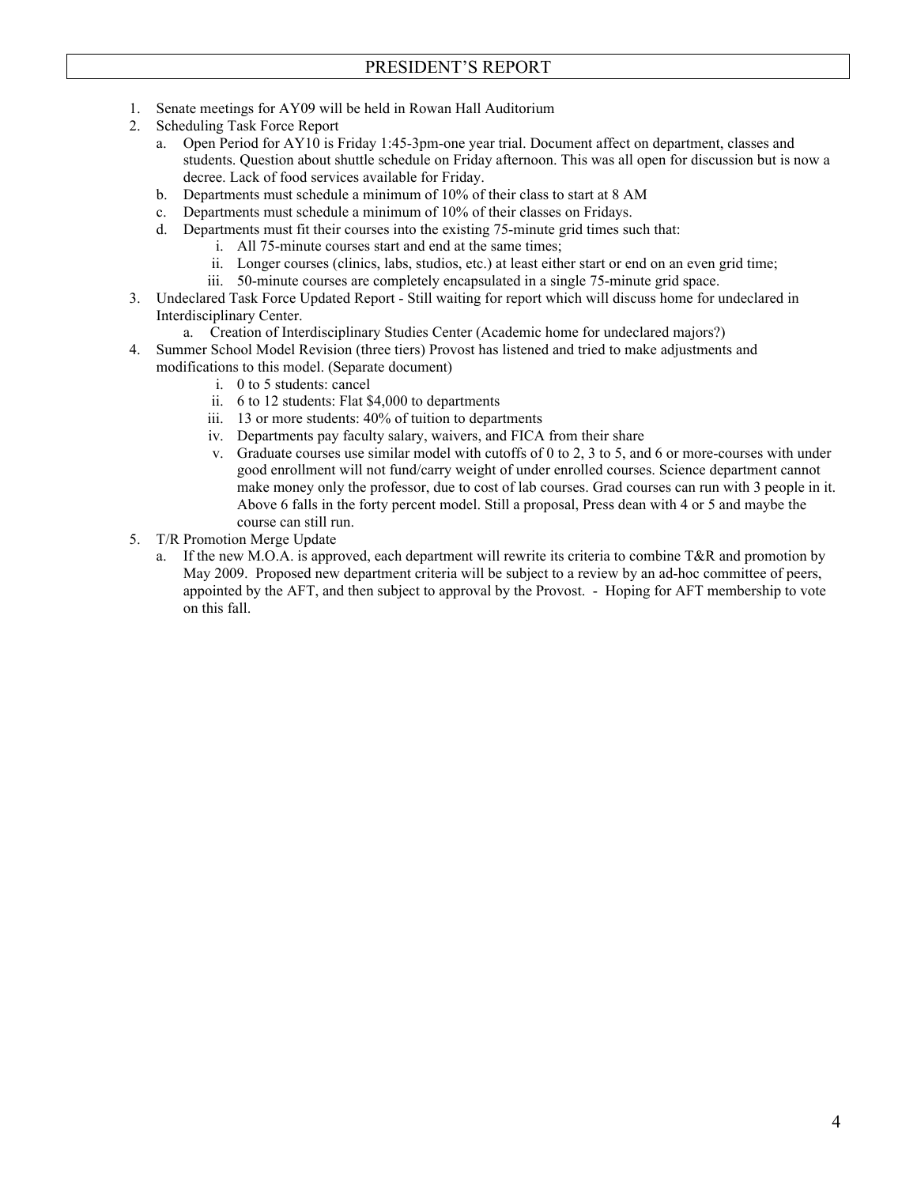# PRESIDENT'S REPORT

1. Senate meetings for AY09 will be held in Rowan Hall Auditorium
2. Scheduling Task Force Report
   a. Open Period for AY10 is Friday 1:45-3pm-one year trial. Document affect on department, classes and students. Question about shuttle schedule on Friday afternoon. This was all open for discussion but is now a decree. Lack of food services available for Friday.
   b. Departments must schedule a minimum of 10% of their class to start at 8 AM
   c. Departments must schedule a minimum of 10% of their classes on Fridays.
   d. Departments must fit their courses into the existing 75-minute grid times such that:
      i. All 75-minute courses start and end at the same times;
      ii. Longer courses (clinics, labs, studios, etc.) at least either start or end on an even grid time;
      iii. 50-minute courses are completely encapsulated in a single 75-minute grid space.
3. Undeclared Task Force Updated Report - Still waiting for report which will discuss home for undeclared in Interdisciplinary Center.
   a. Creation of Interdisciplinary Studies Center (Academic home for undeclared majors?)
4. Summer School Model Revision (three tiers) Provost has listened and tried to make adjustments and modifications to this model. (Separate document)
   i. 0 to 5 students: cancel
   ii. 6 to 12 students: Flat $4,000 to departments
   iii. 13 or more students: 40% of tuition to departments
   iv. Departments pay faculty salary, waivers, and FICA from their share
   v. Graduate courses use similar model with cutoffs of 0 to 2, 3 to 5, and 6 or more-courses with under good enrollment will not fund/carry weight of under enrolled courses. Science department cannot make money only the professor, due to cost of lab courses. Grad courses can run with 3 people in it. Above 6 falls in the forty percent model. Still a proposal, Press dean with 4 or 5 and maybe the course can still run.
5. T/R Promotion Merge Update
   a. If the new M.O.A. is approved, each department will rewrite its criteria to combine T&R and promotion by May 2009. Proposed new department criteria will be subject to a review by an ad-hoc committee of peers, appointed by the AFT, and then subject to approval by the Provost. - Hoping for AFT membership to vote on this fall.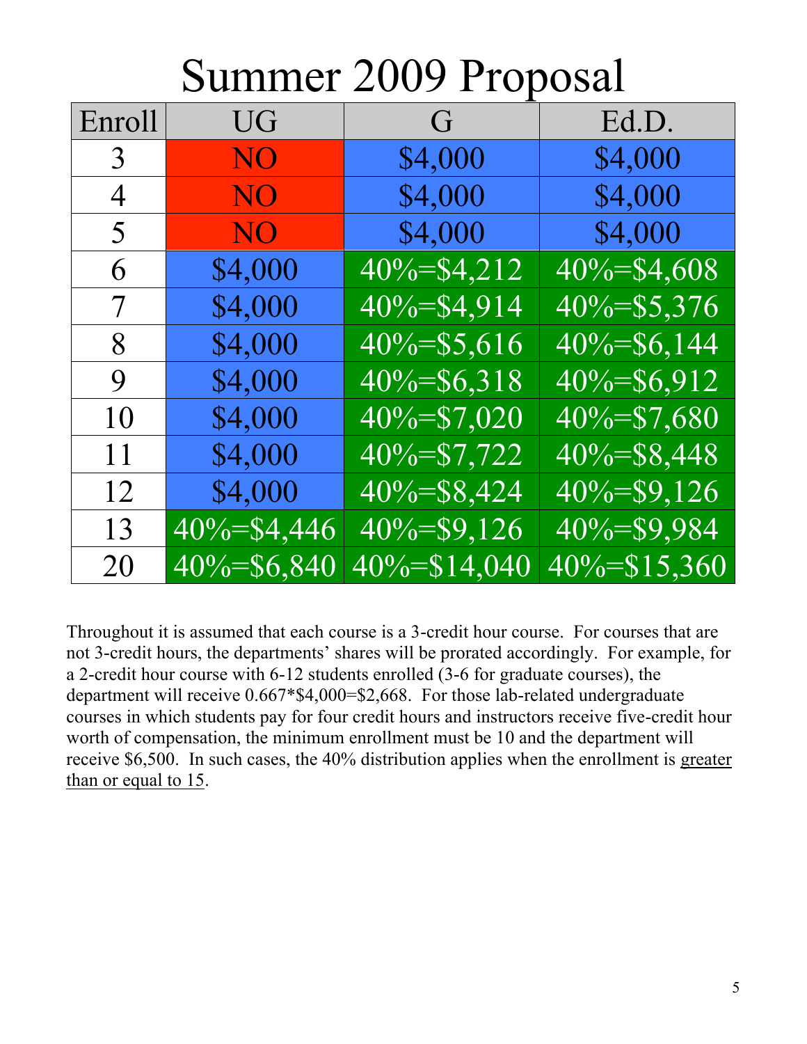# Summer 2009 Proposal

| Enroll | UG | G | Ed.D. |
|---|---|---|---|
| 3 | NO | $4,000 | $4,000 |
| 4 | NO | $4,000 | $4,000 |
| 5 | NO | $4,000 | $4,000 |
| 6 | $4,000 | 40%=$4,212 | 40%=$4,608 |
| 7 | $4,000 | 40%=$4,914 | 40%=$5,376 |
| 8 | $4,000 | 40%=$5,616 | 40%=$6,144 |
| 9 | $4,000 | 40%=$6,318 | 40%=$6,912 |
| 10 | $4,000 | 40%=$7,020 | 40%=$7,680 |
| 11 | $4,000 | 40%=$7,722 | 40%=$8,448 |
| 12 | $4,000 | 40%=$8,424 | 40%=$9,126 |
| 13 | 40%=$4,446 | 40%=$9,126 | 40%=$9,984 |
| 20 | 40%=$6,840 | 40%=$14,040 | 40%=$15,360 |

Throughout it is assumed that each course is a 3-credit hour course. For courses that are not 3-credit hours, the departments' shares will be prorated accordingly. For example, for a 2-credit hour course with 6-12 students enrolled (3-6 for graduate courses), the department will receive 0.667*$4,000=$2,668. For those lab-related undergraduate courses in which students pay for four credit hours and instructors receive five-credit hour worth of compensation, the minimum enrollment must be 10 and the department will receive $6,500. In such cases, the 40% distribution applies when the enrollment is <u>greater than or equal to 15</u>.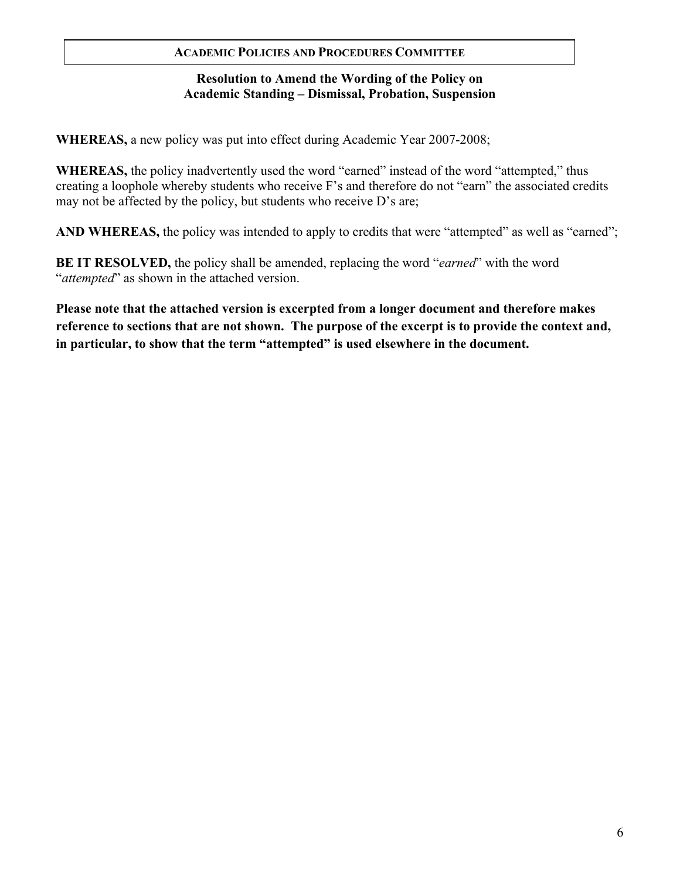**Academic Policies and Procedures Committee**

## Resolution to Amend the Wording of the Policy on Academic Standing – Dismissal, Probation, Suspension

**WHEREAS,** a new policy was put into effect during Academic Year 2007-2008;

**WHEREAS,** the policy inadvertently used the word "earned" instead of the word "attempted," thus creating a loophole whereby students who receive F's and therefore do not "earn" the associated credits may not be affected by the policy, but students who receive D's are;

**AND WHEREAS,** the policy was intended to apply to credits that were "attempted" as well as "earned";

**BE IT RESOLVED,** the policy shall be amended, replacing the word "*earned*" with the word "*attempted*" as shown in the attached version.

**Please note that the attached version is excerpted from a longer document and therefore makes reference to sections that are not shown. The purpose of the excerpt is to provide the context and, in particular, to show that the term "attempted" is used elsewhere in the document.**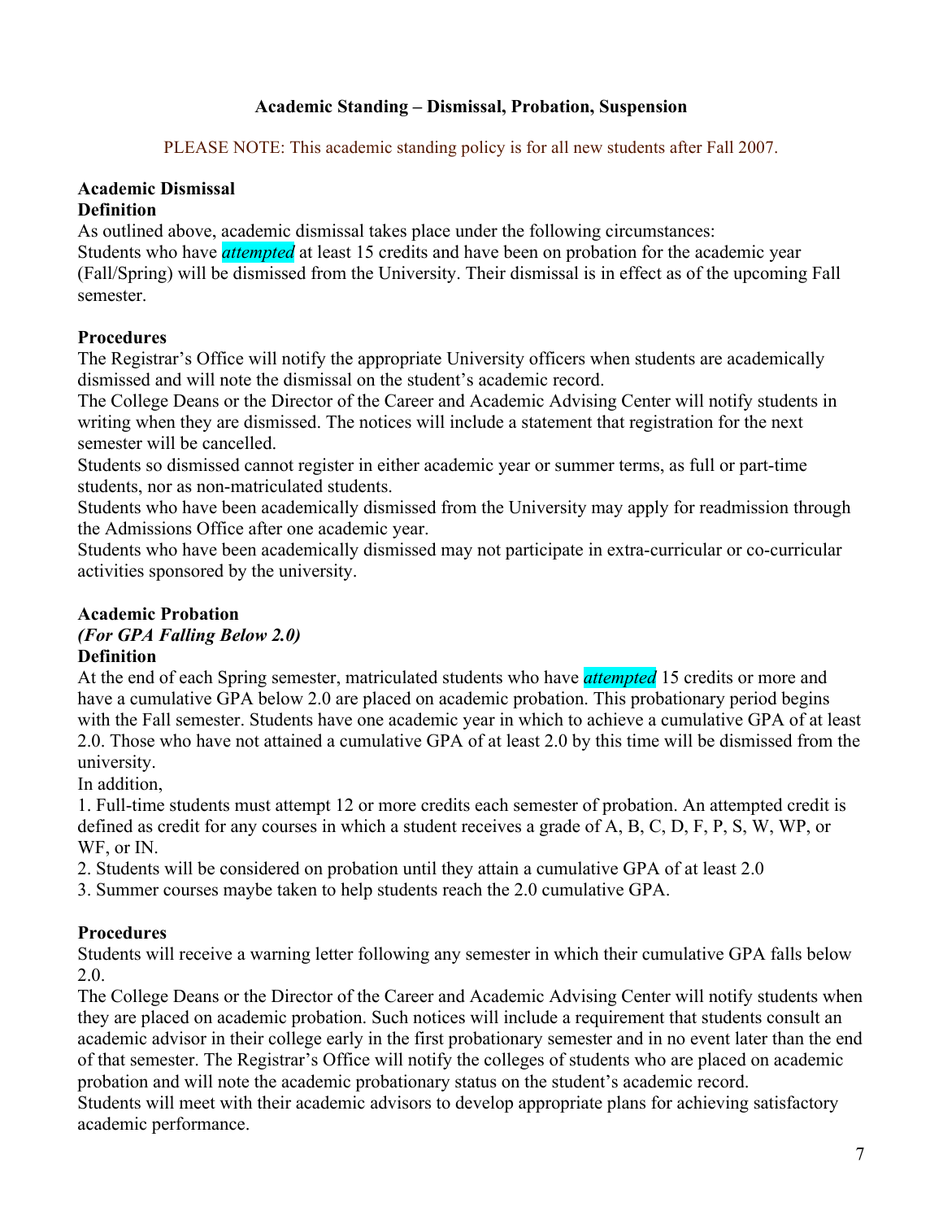## Academic Standing – Dismissal, Probation, Suspension

PLEASE NOTE: This academic standing policy is for all new students after Fall 2007.

### Academic Dismissal

**Definition**

As outlined above, academic dismissal takes place under the following circumstances:

Students who have ***attempted*** at least 15 credits and have been on probation for the academic year (Fall/Spring) will be dismissed from the University. Their dismissal is in effect as of the upcoming Fall semester.

**Procedures**

The Registrar's Office will notify the appropriate University officers when students are academically dismissed and will note the dismissal on the student's academic record.

The College Deans or the Director of the Career and Academic Advising Center will notify students in writing when they are dismissed. The notices will include a statement that registration for the next semester will be cancelled.

Students so dismissed cannot register in either academic year or summer terms, as full or part-time students, nor as non-matriculated students.

Students who have been academically dismissed from the University may apply for readmission through the Admissions Office after one academic year.

Students who have been academically dismissed may not participate in extra-curricular or co-curricular activities sponsored by the university.

### Academic Probation

***(For GPA Falling Below 2.0)***

**Definition**

At the end of each Spring semester, matriculated students who have ***attempted*** 15 credits or more and have a cumulative GPA below 2.0 are placed on academic probation. This probationary period begins with the Fall semester. Students have one academic year in which to achieve a cumulative GPA of at least 2.0. Those who have not attained a cumulative GPA of at least 2.0 by this time will be dismissed from the university.

In addition,

1. Full-time students must attempt 12 or more credits each semester of probation. An attempted credit is defined as credit for any courses in which a student receives a grade of A, B, C, D, F, P, S, W, WP, or WF, or IN.
2. Students will be considered on probation until they attain a cumulative GPA of at least 2.0
3. Summer courses maybe taken to help students reach the 2.0 cumulative GPA.

**Procedures**

Students will receive a warning letter following any semester in which their cumulative GPA falls below 2.0.

The College Deans or the Director of the Career and Academic Advising Center will notify students when they are placed on academic probation. Such notices will include a requirement that students consult an academic advisor in their college early in the first probationary semester and in no event later than the end of that semester. The Registrar's Office will notify the colleges of students who are placed on academic probation and will note the academic probationary status on the student's academic record.

Students will meet with their academic advisors to develop appropriate plans for achieving satisfactory academic performance.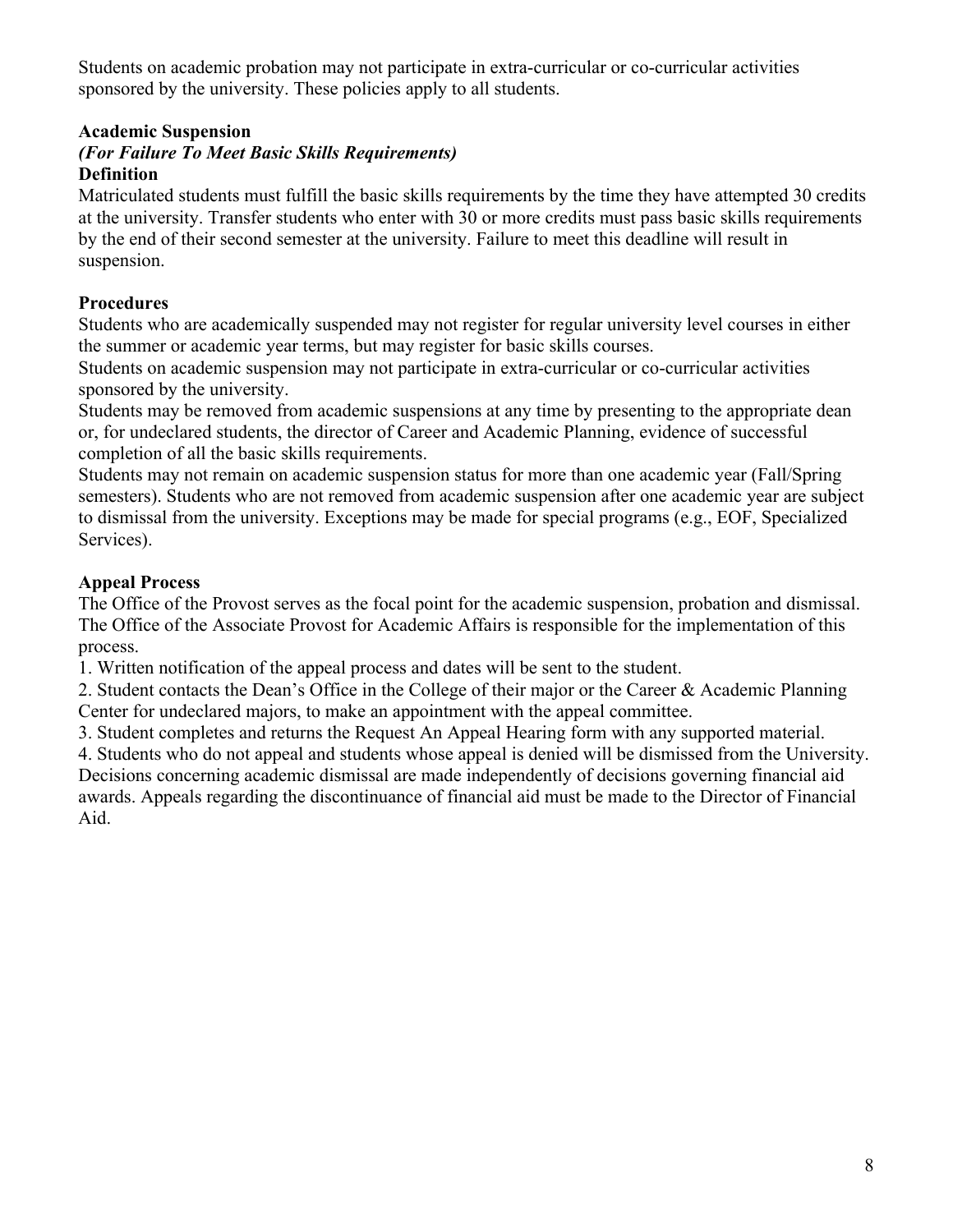Students on academic probation may not participate in extra-curricular or co-curricular activities sponsored by the university. These policies apply to all students.

**Academic Suspension**
***(For Failure To Meet Basic Skills Requirements)***
**Definition**

Matriculated students must fulfill the basic skills requirements by the time they have attempted 30 credits at the university. Transfer students who enter with 30 or more credits must pass basic skills requirements by the end of their second semester at the university. Failure to meet this deadline will result in suspension.

**Procedures**

Students who are academically suspended may not register for regular university level courses in either the summer or academic year terms, but may register for basic skills courses.

Students on academic suspension may not participate in extra-curricular or co-curricular activities sponsored by the university.

Students may be removed from academic suspensions at any time by presenting to the appropriate dean or, for undeclared students, the director of Career and Academic Planning, evidence of successful completion of all the basic skills requirements.

Students may not remain on academic suspension status for more than one academic year (Fall/Spring semesters). Students who are not removed from academic suspension after one academic year are subject to dismissal from the university. Exceptions may be made for special programs (e.g., EOF, Specialized Services).

**Appeal Process**

The Office of the Provost serves as the focal point for the academic suspension, probation and dismissal. The Office of the Associate Provost for Academic Affairs is responsible for the implementation of this process.

1. Written notification of the appeal process and dates will be sent to the student.
2. Student contacts the Dean's Office in the College of their major or the Career & Academic Planning Center for undeclared majors, to make an appointment with the appeal committee.
3. Student completes and returns the Request An Appeal Hearing form with any supported material.
4. Students who do not appeal and students whose appeal is denied will be dismissed from the University.

Decisions concerning academic dismissal are made independently of decisions governing financial aid awards. Appeals regarding the discontinuance of financial aid must be made to the Director of Financial Aid.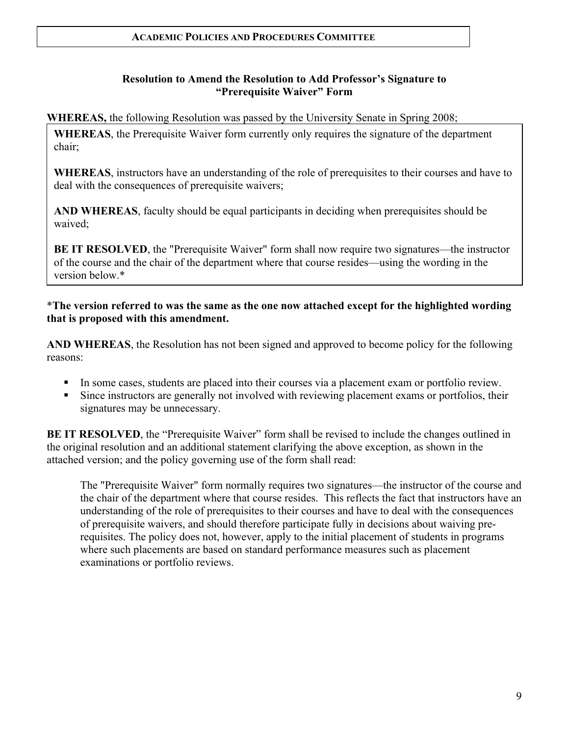**ACADEMIC POLICIES AND PROCEDURES COMMITTEE**

## Resolution to Amend the Resolution to Add Professor's Signature to "Prerequisite Waiver" Form

**WHEREAS,** the following Resolution was passed by the University Senate in Spring 2008;

> **WHEREAS**, the Prerequisite Waiver form currently only requires the signature of the department chair;
>
> **WHEREAS**, instructors have an understanding of the role of prerequisites to their courses and have to deal with the consequences of prerequisite waivers;
>
> **AND WHEREAS**, faculty should be equal participants in deciding when prerequisites should be waived;
>
> **BE IT RESOLVED**, the "Prerequisite Waiver" form shall now require two signatures—the instructor of the course and the chair of the department where that course resides—using the wording in the version below.*

**\*The version referred to was the same as the one now attached except for the highlighted wording that is proposed with this amendment.**

**AND WHEREAS**, the Resolution has not been signed and approved to become policy for the following reasons:

- In some cases, students are placed into their courses via a placement exam or portfolio review.
- Since instructors are generally not involved with reviewing placement exams or portfolios, their signatures may be unnecessary.

**BE IT RESOLVED**, the "Prerequisite Waiver" form shall be revised to include the changes outlined in the original resolution and an additional statement clarifying the above exception, as shown in the attached version; and the policy governing use of the form shall read:

> The "Prerequisite Waiver" form normally requires two signatures—the instructor of the course and the chair of the department where that course resides. This reflects the fact that instructors have an understanding of the role of prerequisites to their courses and have to deal with the consequences of prerequisite waivers, and should therefore participate fully in decisions about waiving pre-requisites. The policy does not, however, apply to the initial placement of students in programs where such placements are based on standard performance measures such as placement examinations or portfolio reviews.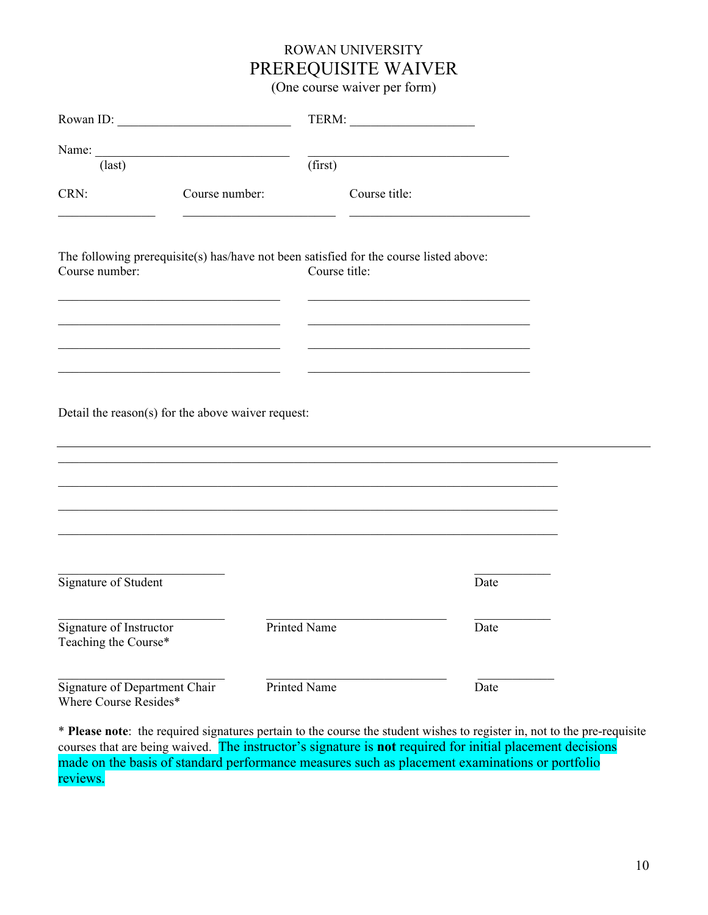# ROWAN UNIVERSITY
# PREREQUISITE WAIVER
(One course waiver per form)

Rowan ID: ___________________________ TERM: ___________________

Name: ______________________________ ______________________________
(last) (first)

CRN: _______________ Course number: _______________________ Course title: ___________________________

The following prerequisite(s) has/have not been satisfied for the course listed above:

| Course number: | Course title: |
|---|---|
| __________________________________ | __________________________________ |
| __________________________________ | __________________________________ |
| __________________________________ | __________________________________ |
| __________________________________ | __________________________________ |

Detail the reason(s) for the above waiver request:

_____________________________________________________________________________

_____________________________________________________________________________

_____________________________________________________________________________

_____________________________________________________________________________

_____________________________________________________________________________

| | | |
|---|---|---|
| _________________________ Signature of Student | | ___________ Date |
| _________________________ Signature of Instructor Teaching the Course* | ___________________________ Printed Name | ___________ Date |
| _________________________ Signature of Department Chair Where Course Resides* | ___________________________ Printed Name | ___________ Date |

\* **Please note**: the required signatures pertain to the course the student wishes to register in, not to the pre-requisite courses that are being waived. The instructor's signature is **not** required for initial placement decisions made on the basis of standard performance measures such as placement examinations or portfolio reviews.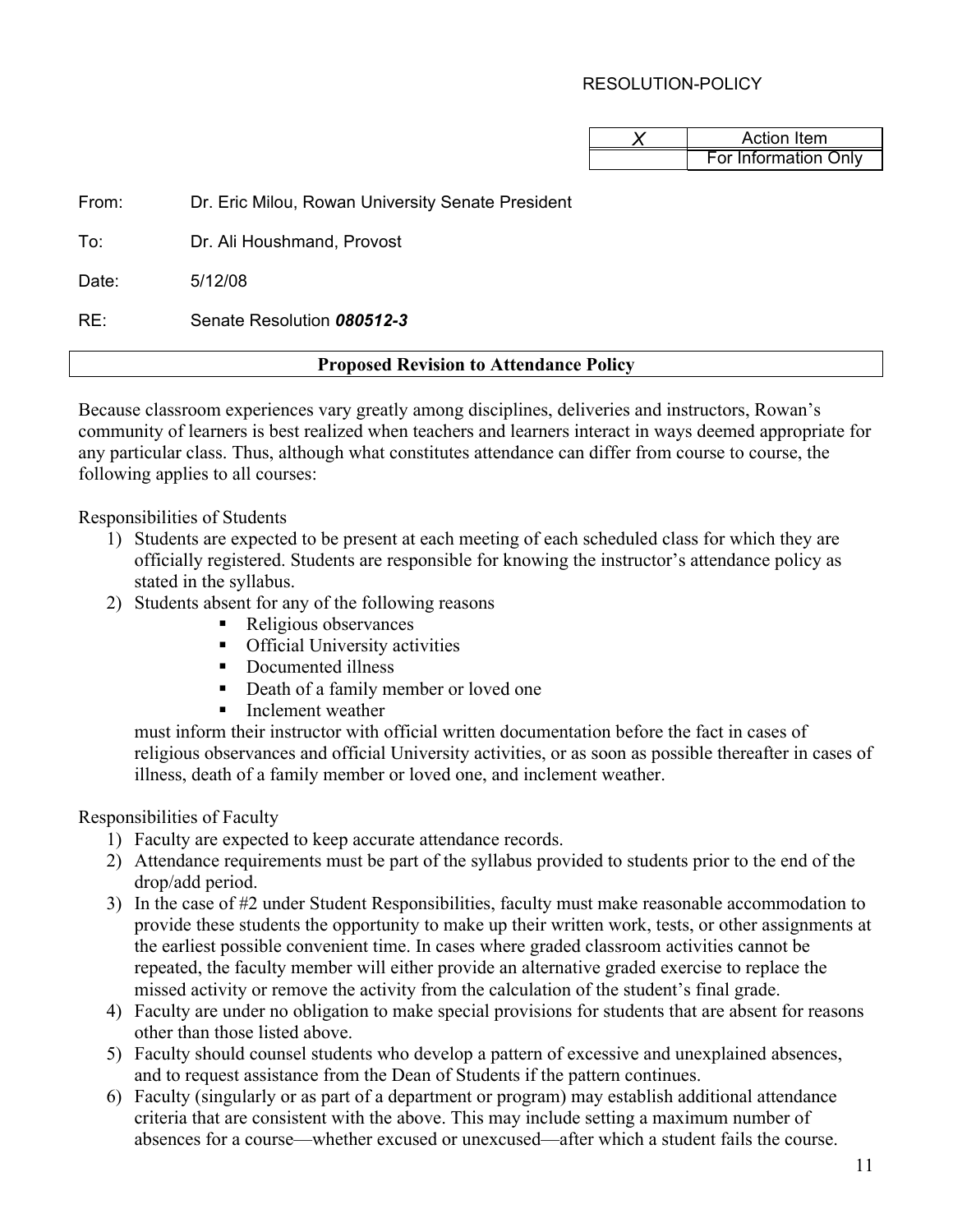RESOLUTION-POLICY

| | |
|---|---|
| X | Action Item |
| | For Information Only |

From: Dr. Eric Milou, Rowan University Senate President

To: Dr. Ali Houshmand, Provost

Date: 5/12/08

RE: Senate Resolution ***080512-3***

## Proposed Revision to Attendance Policy

Because classroom experiences vary greatly among disciplines, deliveries and instructors, Rowan's community of learners is best realized when teachers and learners interact in ways deemed appropriate for any particular class. Thus, although what constitutes attendance can differ from course to course, the following applies to all courses:

Responsibilities of Students

1) Students are expected to be present at each meeting of each scheduled class for which they are officially registered. Students are responsible for knowing the instructor's attendance policy as stated in the syllabus.
2) Students absent for any of the following reasons
   - Religious observances
   - Official University activities
   - Documented illness
   - Death of a family member or loved one
   - Inclement weather

   must inform their instructor with official written documentation before the fact in cases of religious observances and official University activities, or as soon as possible thereafter in cases of illness, death of a family member or loved one, and inclement weather.

Responsibilities of Faculty

1) Faculty are expected to keep accurate attendance records.
2) Attendance requirements must be part of the syllabus provided to students prior to the end of the drop/add period.
3) In the case of #2 under Student Responsibilities, faculty must make reasonable accommodation to provide these students the opportunity to make up their written work, tests, or other assignments at the earliest possible convenient time. In cases where graded classroom activities cannot be repeated, the faculty member will either provide an alternative graded exercise to replace the missed activity or remove the activity from the calculation of the student's final grade.
4) Faculty are under no obligation to make special provisions for students that are absent for reasons other than those listed above.
5) Faculty should counsel students who develop a pattern of excessive and unexplained absences, and to request assistance from the Dean of Students if the pattern continues.
6) Faculty (singularly or as part of a department or program) may establish additional attendance criteria that are consistent with the above. This may include setting a maximum number of absences for a course—whether excused or unexcused—after which a student fails the course.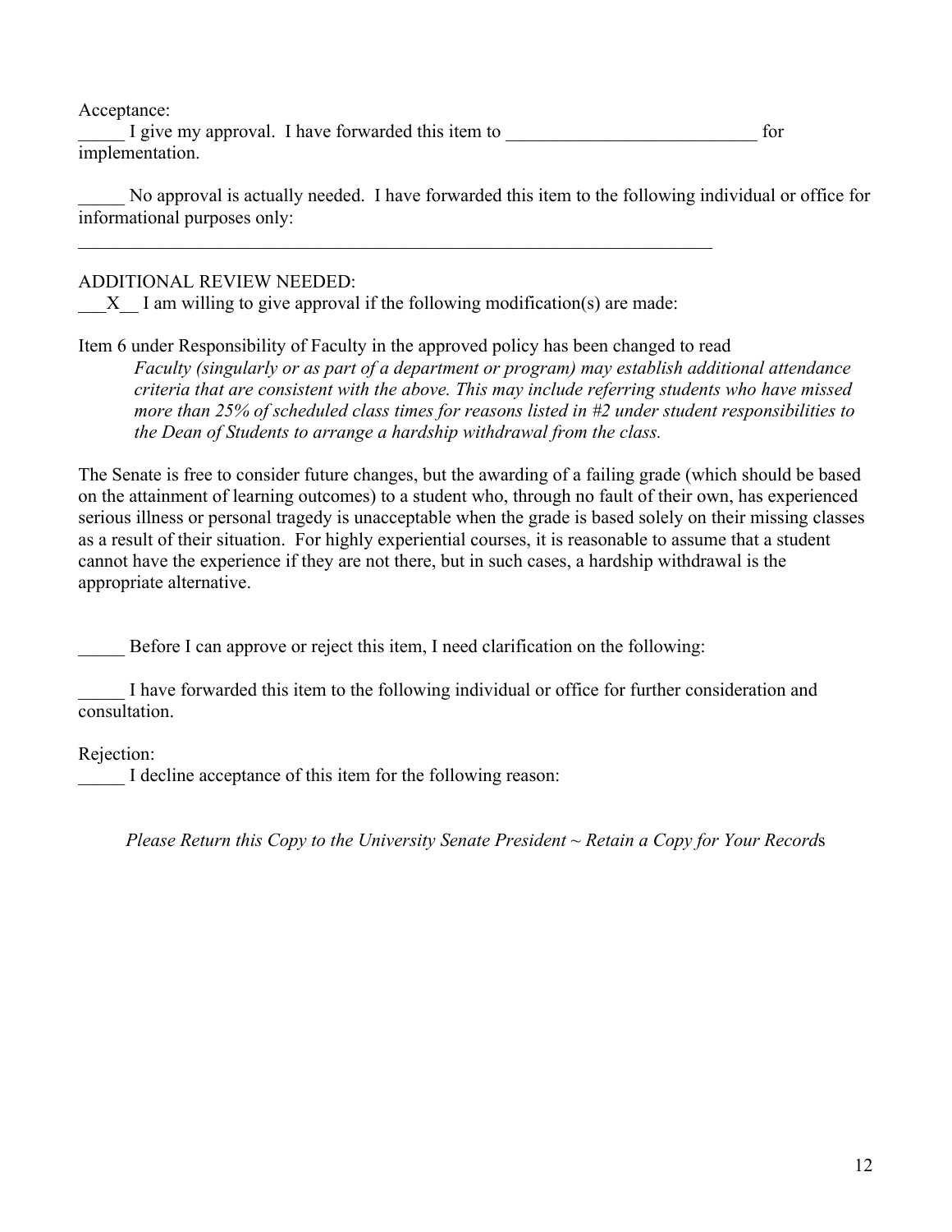Acceptance:

_____ I give my approval. I have forwarded this item to ___________________________ for implementation.

_____ No approval is actually needed. I have forwarded this item to the following individual or office for informational purposes only:

_________________________________________________________________________

ADDITIONAL REVIEW NEEDED:

___X__ I am willing to give approval if the following modification(s) are made:

Item 6 under Responsibility of Faculty in the approved policy has been changed to read

> *Faculty (singularly or as part of a department or program) may establish additional attendance criteria that are consistent with the above. This may include referring students who have missed more than 25% of scheduled class times for reasons listed in #2 under student responsibilities to the Dean of Students to arrange a hardship withdrawal from the class.*

The Senate is free to consider future changes, but the awarding of a failing grade (which should be based on the attainment of learning outcomes) to a student who, through no fault of their own, has experienced serious illness or personal tragedy is unacceptable when the grade is based solely on their missing classes as a result of their situation. For highly experiential courses, it is reasonable to assume that a student cannot have the experience if they are not there, but in such cases, a hardship withdrawal is the appropriate alternative.

_____ Before I can approve or reject this item, I need clarification on the following:

_____ I have forwarded this item to the following individual or office for further consideration and consultation.

Rejection:

_____ I decline acceptance of this item for the following reason:

*Please Return this Copy to the University Senate President ~ Retain a Copy for Your Records*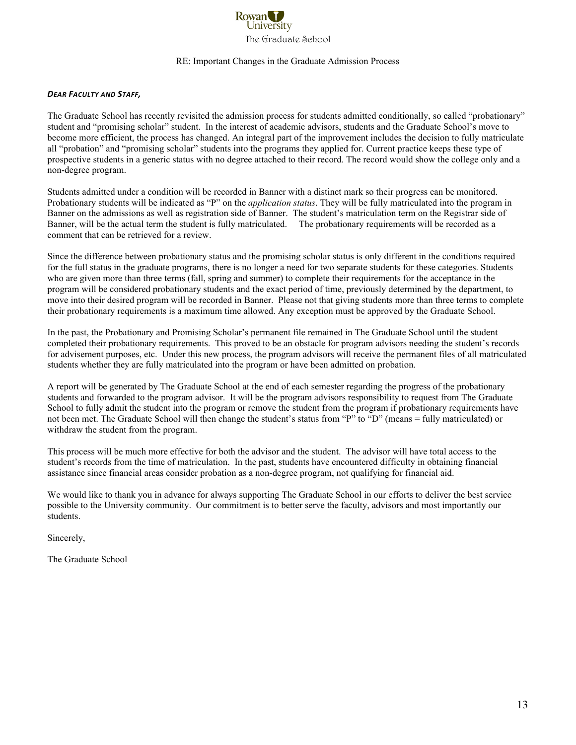Rowan University

The Graduate School

RE: Important Changes in the Graduate Admission Process

***Dear Faculty and Staff,***

The Graduate School has recently revisited the admission process for students admitted conditionally, so called "probationary" student and "promising scholar" student. In the interest of academic advisors, students and the Graduate School's move to become more efficient, the process has changed. An integral part of the improvement includes the decision to fully matriculate all "probation" and "promising scholar" students into the programs they applied for. Current practice keeps these type of prospective students in a generic status with no degree attached to their record. The record would show the college only and a non-degree program.

Students admitted under a condition will be recorded in Banner with a distinct mark so their progress can be monitored. Probationary students will be indicated as "P" on the *application status*. They will be fully matriculated into the program in Banner on the admissions as well as registration side of Banner. The student's matriculation term on the Registrar side of Banner, will be the actual term the student is fully matriculated. The probationary requirements will be recorded as a comment that can be retrieved for a review.

Since the difference between probationary status and the promising scholar status is only different in the conditions required for the full status in the graduate programs, there is no longer a need for two separate students for these categories. Students who are given more than three terms (fall, spring and summer) to complete their requirements for the acceptance in the program will be considered probationary students and the exact period of time, previously determined by the department, to move into their desired program will be recorded in Banner. Please not that giving students more than three terms to complete their probationary requirements is a maximum time allowed. Any exception must be approved by the Graduate School.

In the past, the Probationary and Promising Scholar's permanent file remained in The Graduate School until the student completed their probationary requirements. This proved to be an obstacle for program advisors needing the student's records for advisement purposes, etc. Under this new process, the program advisors will receive the permanent files of all matriculated students whether they are fully matriculated into the program or have been admitted on probation.

A report will be generated by The Graduate School at the end of each semester regarding the progress of the probationary students and forwarded to the program advisor. It will be the program advisors responsibility to request from The Graduate School to fully admit the student into the program or remove the student from the program if probationary requirements have not been met. The Graduate School will then change the student's status from "P" to "D" (means = fully matriculated) or withdraw the student from the program.

This process will be much more effective for both the advisor and the student. The advisor will have total access to the student's records from the time of matriculation. In the past, students have encountered difficulty in obtaining financial assistance since financial areas consider probation as a non-degree program, not qualifying for financial aid.

We would like to thank you in advance for always supporting The Graduate School in our efforts to deliver the best service possible to the University community. Our commitment is to better serve the faculty, advisors and most importantly our students.

Sincerely,

The Graduate School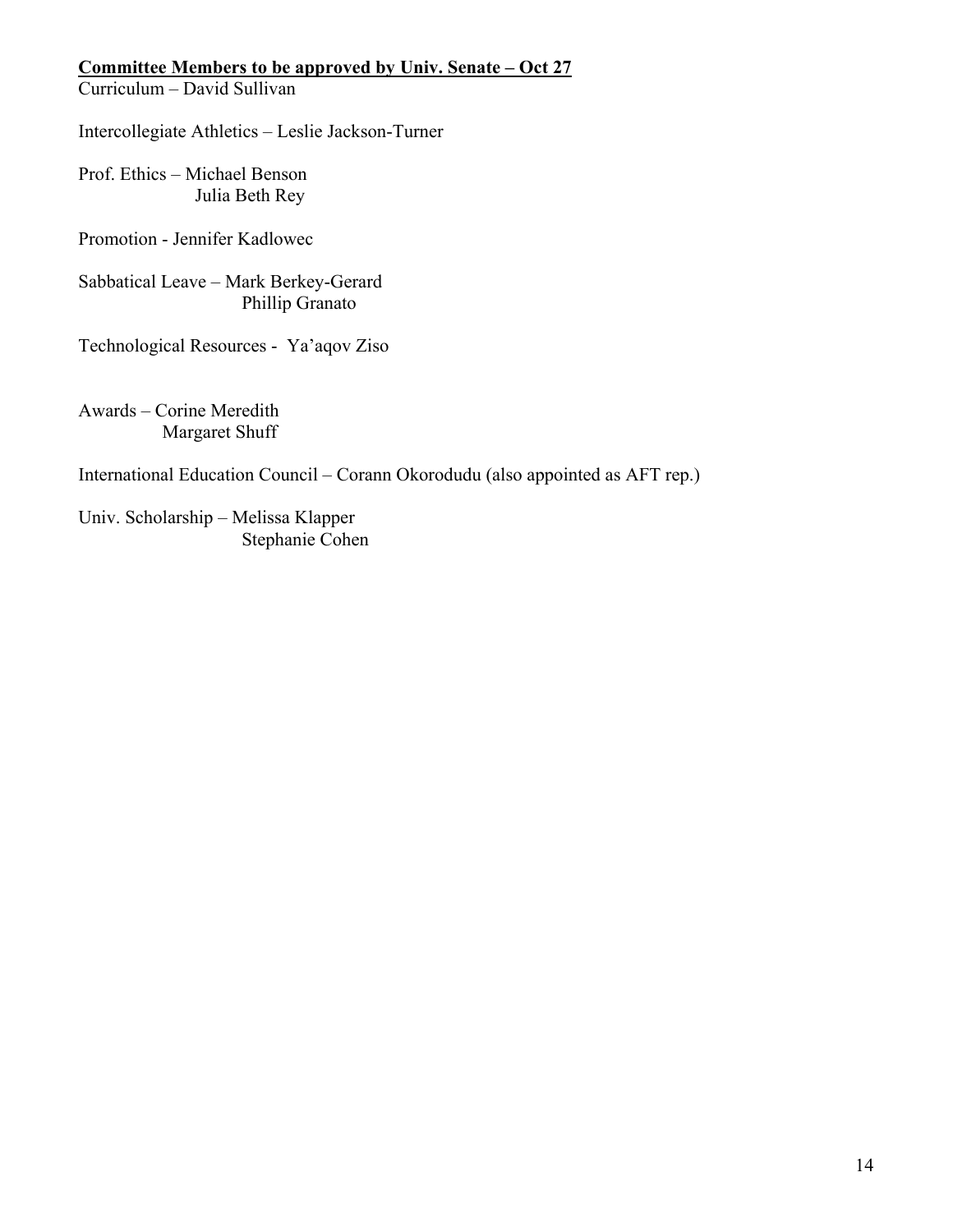**Committee Members to be approved by Univ. Senate – Oct 27**

Curriculum – David Sullivan

Intercollegiate Athletics – Leslie Jackson-Turner

Prof. Ethics – Michael Benson
Julia Beth Rey

Promotion - Jennifer Kadlowec

Sabbatical Leave – Mark Berkey-Gerard
Phillip Granato

Technological Resources - Ya'aqov Ziso

Awards – Corine Meredith
Margaret Shuff

International Education Council – Corann Okorodudu (also appointed as AFT rep.)

Univ. Scholarship – Melissa Klapper
Stephanie Cohen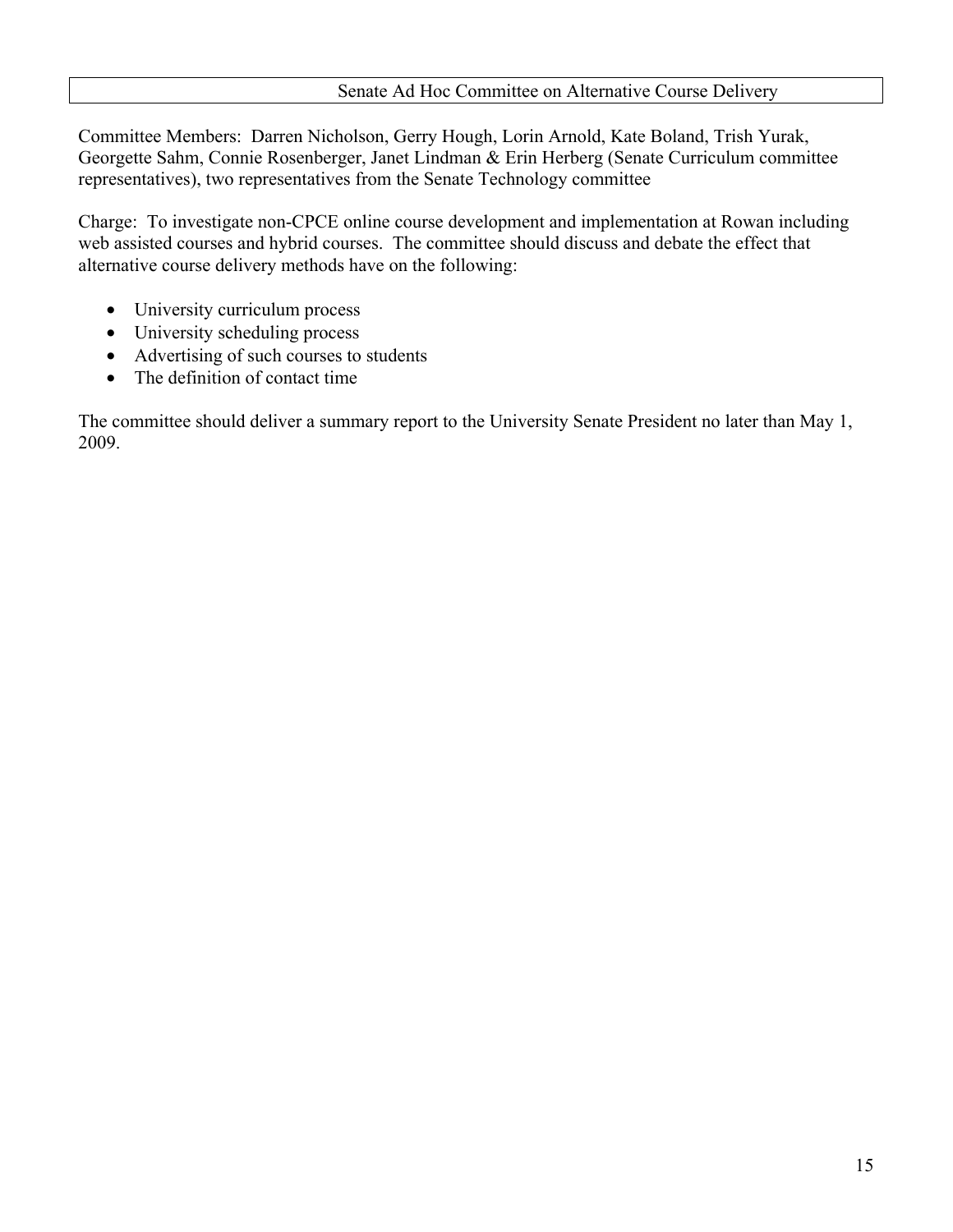## Senate Ad Hoc Committee on Alternative Course Delivery

Committee Members: Darren Nicholson, Gerry Hough, Lorin Arnold, Kate Boland, Trish Yurak, Georgette Sahm, Connie Rosenberger, Janet Lindman & Erin Herberg (Senate Curriculum committee representatives), two representatives from the Senate Technology committee

Charge: To investigate non-CPCE online course development and implementation at Rowan including web assisted courses and hybrid courses. The committee should discuss and debate the effect that alternative course delivery methods have on the following:

- University curriculum process
- University scheduling process
- Advertising of such courses to students
- The definition of contact time

The committee should deliver a summary report to the University Senate President no later than May 1, 2009.